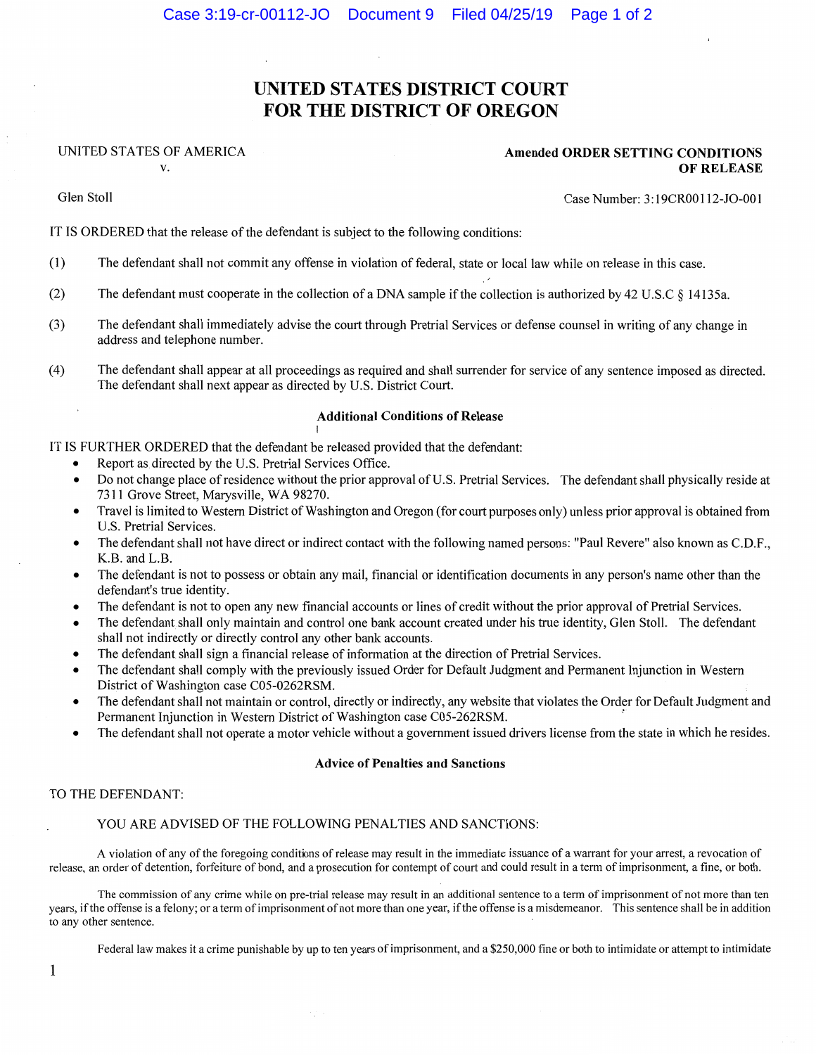# UNITED STATES DISTRICT COURT
# FOR THE DISTRICT OF OREGON

UNITED STATES OF AMERICA
v.

Glen Stoll

**Amended ORDER SETTING CONDITIONS OF RELEASE**

Case Number: 3:19CR00112-JO-001

IT IS ORDERED that the release of the defendant is subject to the following conditions:

(1) The defendant shall not commit any offense in violation of federal, state or local law while on release in this case.

(2) The defendant must cooperate in the collection of a DNA sample if the collection is authorized by 42 U.S.C § 14135a.

(3) The defendant shall immediately advise the court through Pretrial Services or defense counsel in writing of any change in address and telephone number.

(4) The defendant shall appear at all proceedings as required and shall surrender for service of any sentence imposed as directed. The defendant shall next appear as directed by U.S. District Court.

### Additional Conditions of Release

IT IS FURTHER ORDERED that the defendant be released provided that the defendant:

- Report as directed by the U.S. Pretrial Services Office.
- Do not change place of residence without the prior approval of U.S. Pretrial Services. The defendant shall physically reside at 7311 Grove Street, Marysville, WA 98270.
- Travel is limited to Western District of Washington and Oregon (for court purposes only) unless prior approval is obtained from U.S. Pretrial Services.
- The defendant shall not have direct or indirect contact with the following named persons: "Paul Revere" also known as C.D.F., K.B. and L.B.
- The defendant is not to possess or obtain any mail, financial or identification documents in any person's name other than the defendant's true identity.
- The defendant is not to open any new financial accounts or lines of credit without the prior approval of Pretrial Services.
- The defendant shall only maintain and control one bank account created under his true identity, Glen Stoll. The defendant shall not indirectly or directly control any other bank accounts.
- The defendant shall sign a financial release of information at the direction of Pretrial Services.
- The defendant shall comply with the previously issued Order for Default Judgment and Permanent Injunction in Western District of Washington case C05-0262RSM.
- The defendant shall not maintain or control, directly or indirectly, any website that violates the Order for Default Judgment and Permanent Injunction in Western District of Washington case C05-262RSM.
- The defendant shall not operate a motor vehicle without a government issued drivers license from the state in which he resides.

### Advice of Penalties and Sanctions

TO THE DEFENDANT:

YOU ARE ADVISED OF THE FOLLOWING PENALTIES AND SANCTIONS:

A violation of any of the foregoing conditions of release may result in the immediate issuance of a warrant for your arrest, a revocation of release, an order of detention, forfeiture of bond, and a prosecution for contempt of court and could result in a term of imprisonment, a fine, or both.

The commission of any crime while on pre-trial release may result in an additional sentence to a term of imprisonment of not more than ten years, if the offense is a felony; or a term of imprisonment of not more than one year, if the offense is a misdemeanor. This sentence shall be in addition to any other sentence.

Federal law makes it a crime punishable by up to ten years of imprisonment, and a $250,000 fine or both to intimidate or attempt to intimidate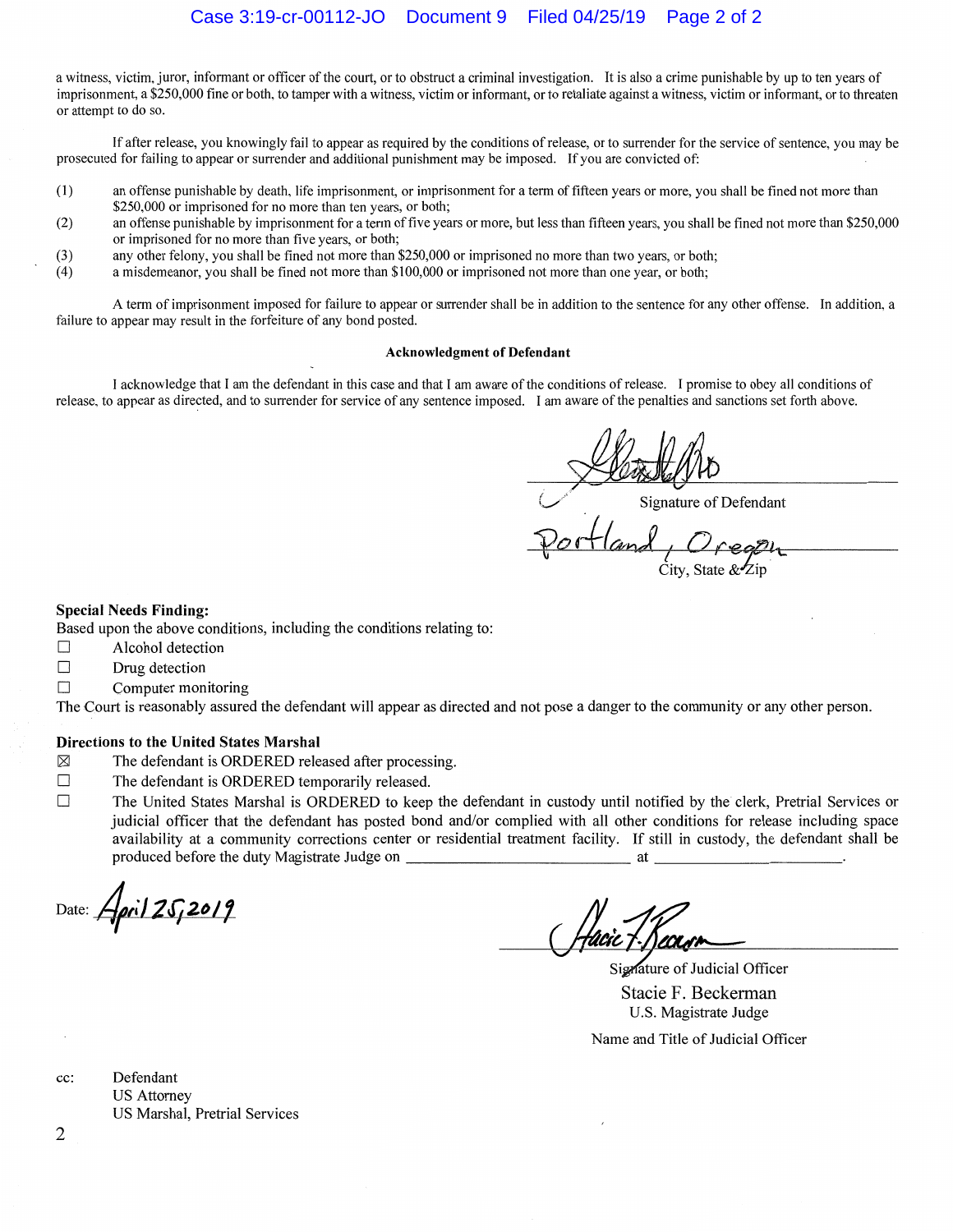a witness, victim, juror, informant or officer of the court, or to obstruct a criminal investigation. It is also a crime punishable by up to ten years of imprisonment, a $250,000 fine or both, to tamper with a witness, victim or informant, or to retaliate against a witness, victim or informant, or to threaten or attempt to do so.

If after release, you knowingly fail to appear as required by the conditions of release, or to surrender for the service of sentence, you may be prosecuted for failing to appear or surrender and additional punishment may be imposed. If you are convicted of:

(1) an offense punishable by death, life imprisonment, or imprisonment for a term of fifteen years or more, you shall be fined not more than $250,000 or imprisoned for no more than ten years, or both;
(2) an offense punishable by imprisonment for a term of five years or more, but less than fifteen years, you shall be fined not more than $250,000 or imprisoned for no more than five years, or both;
(3) any other felony, you shall be fined not more than $250,000 or imprisoned no more than two years, or both;
(4) a misdemeanor, you shall be fined not more than $100,000 or imprisoned not more than one year, or both;

A term of imprisonment imposed for failure to appear or surrender shall be in addition to the sentence for any other offense. In addition, a failure to appear may result in the forfeiture of any bond posted.

**Acknowledgment of Defendant**

I acknowledge that I am the defendant in this case and that I am aware of the conditions of release. I promise to obey all conditions of release, to appear as directed, and to surrender for service of any sentence imposed. I am aware of the penalties and sanctions set forth above.

[Signature]
Signature of Defendant

Portland, Oregon
City, State & Zip

**Special Needs Finding:**
Based upon the above conditions, including the conditions relating to:

- ☐ Alcohol detection
- ☐ Drug detection
- ☐ Computer monitoring

The Court is reasonably assured the defendant will appear as directed and not pose a danger to the community or any other person.

**Directions to the United States Marshal**

- ☒ The defendant is ORDERED released after processing.
- ☐ The defendant is ORDERED temporarily released.
- ☐ The United States Marshal is ORDERED to keep the defendant in custody until notified by the clerk, Pretrial Services or judicial officer that the defendant has posted bond and/or complied with all other conditions for release including space availability at a community corrections center or residential treatment facility. If still in custody, the defendant shall be produced before the duty Magistrate Judge on ____________________ at ____________________.

Date: April 25, 2019

[Signature]
Signature of Judicial Officer
Stacie F. Beckerman
U.S. Magistrate Judge
Name and Title of Judicial Officer

cc: Defendant
US Attorney
US Marshal, Pretrial Services